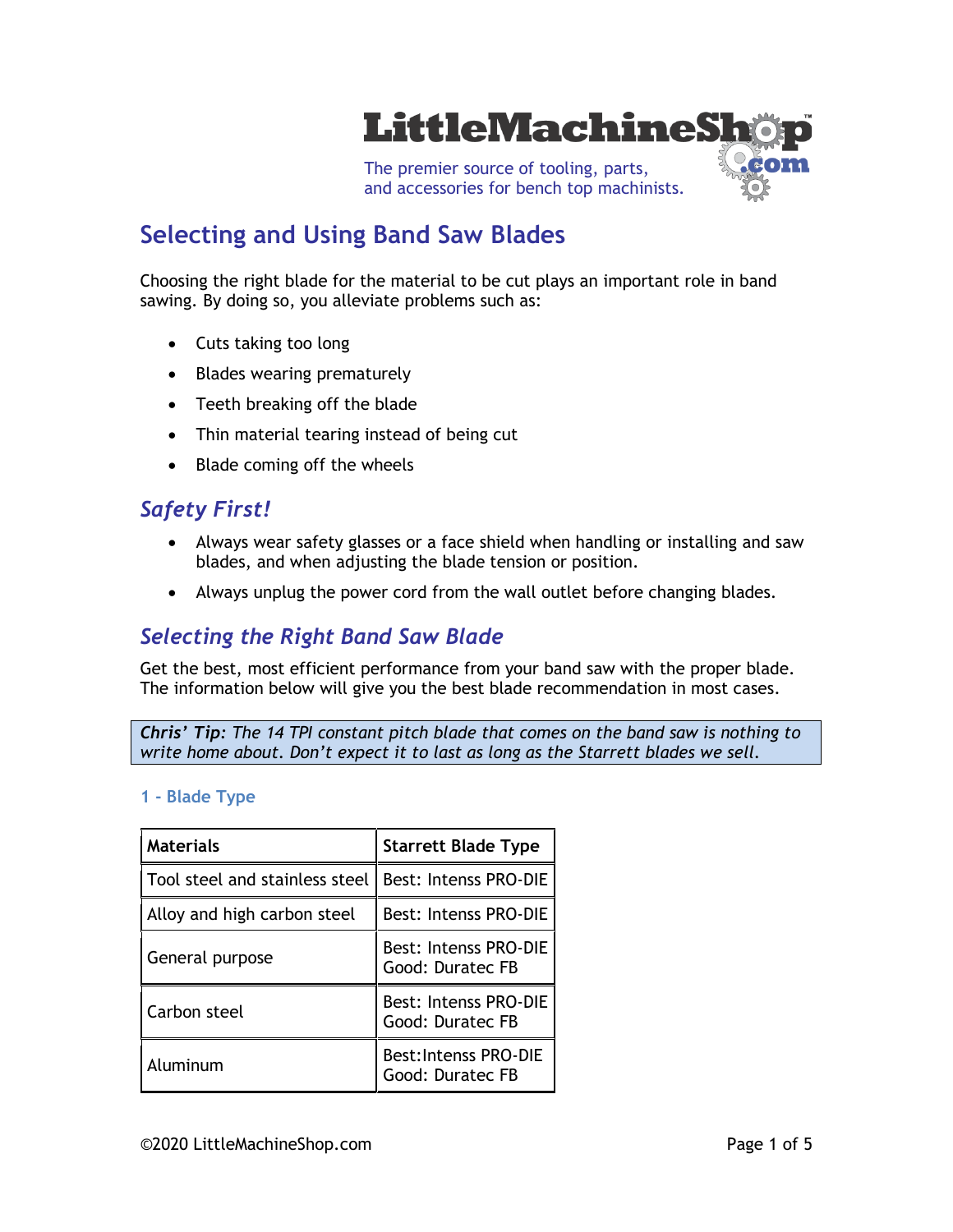# Selecting and Using Band Saw Blades

Choosing the right blade for the material to be cut plays an important role in band sawing. By doing so, you alleviate problems such as:

- Cuts taking too long
- Blades wearing prematurely
- Teeth breaking off the blade
- Thin material tearing instead of being cut
- Blade coming off the wheels

## *Safety First!*

- Always wear safety glasses or a face shield when handling or installing and saw blades, and when adjusting the blade tension or position.
- Always unplug the power cord from the wall outlet before changing blades.

## *Selecting the Right Band Saw Blade*

Get the best, most efficient performance from your band saw with the proper blade. The information below will give you the best blade recommendation in most cases.

> ***Chris' Tip:*** *The 14 TPI constant pitch blade that comes on the band saw is nothing to write home about. Don't expect it to last as long as the Starrett blades we sell.*

### 1 - Blade Type

| Materials | Starrett Blade Type |
|---|---|
| Tool steel and stainless steel | Best: Intenss PRO-DIE |
| Alloy and high carbon steel | Best: Intenss PRO-DIE |
| General purpose | Best: Intenss PRO-DIE<br>Good: Duratec FB |
| Carbon steel | Best: Intenss PRO-DIE<br>Good: Duratec FB |
| Aluminum | Best:Intenss PRO-DIE<br>Good: Duratec FB |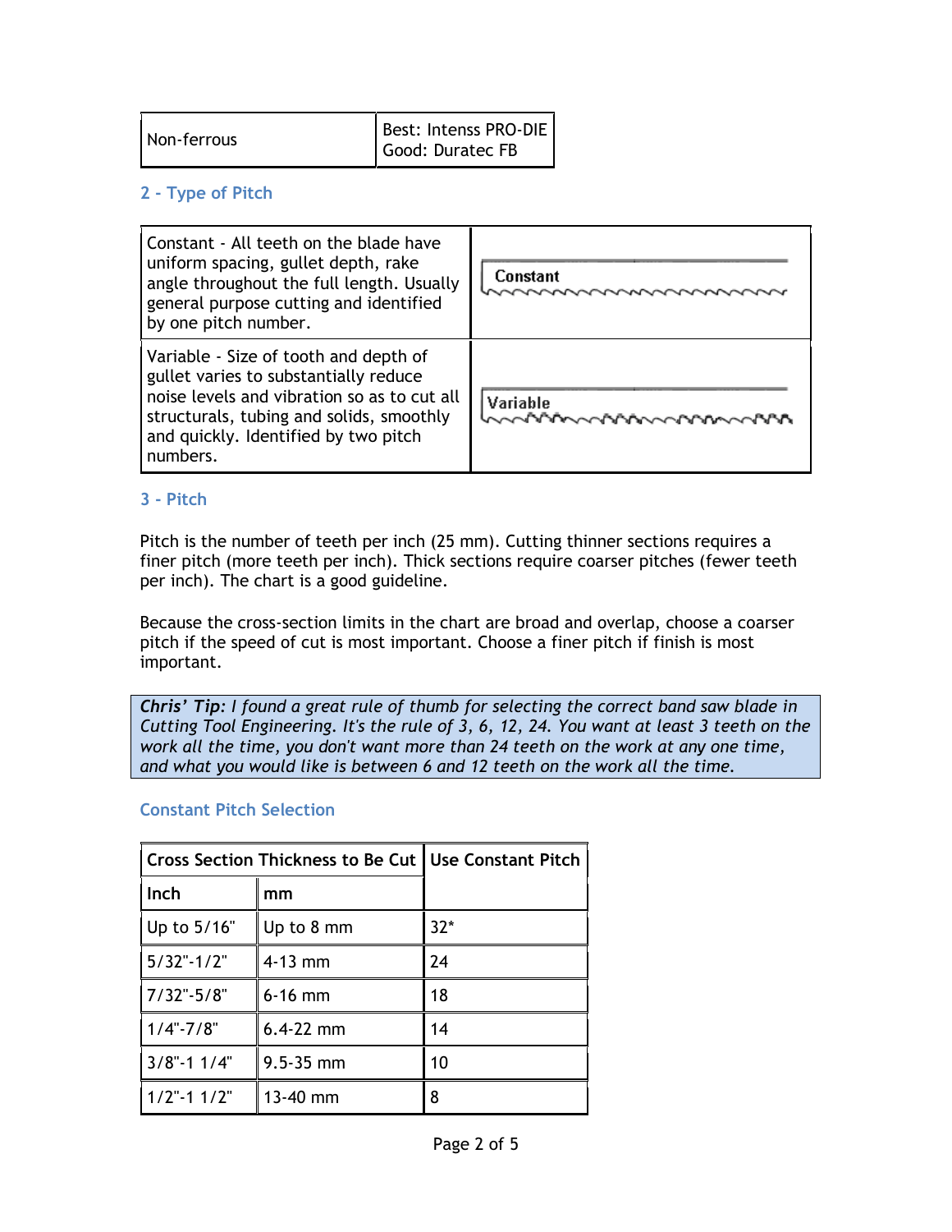| Non-ferrous | Best: Intenss PRO-DIE<br>Good: Duratec FB |
|---|---|

### 2 - Type of Pitch

| | |
|---|---|
| Constant - All teeth on the blade have uniform spacing, gullet depth, rake angle throughout the full length. Usually general purpose cutting and identified by one pitch number. | Constant |
| Variable - Size of tooth and depth of gullet varies to substantially reduce noise levels and vibration so as to cut all structurals, tubing and solids, smoothly and quickly. Identified by two pitch numbers. | Variable |

### 3 - Pitch

Pitch is the number of teeth per inch (25 mm). Cutting thinner sections requires a finer pitch (more teeth per inch). Thick sections require coarser pitches (fewer teeth per inch). The chart is a good guideline.

Because the cross-section limits in the chart are broad and overlap, choose a coarser pitch if the speed of cut is most important. Choose a finer pitch if finish is most important.

***Chris' Tip:** I found a great rule of thumb for selecting the correct band saw blade in Cutting Tool Engineering. It's the rule of 3, 6, 12, 24. You want at least 3 teeth on the work all the time, you don't want more than 24 teeth on the work at any one time, and what you would like is between 6 and 12 teeth on the work all the time.*

### Constant Pitch Selection

| Cross Section Thickness to Be Cut | | Use Constant Pitch |
|---|---|---|
| Inch | mm | |
| Up to 5/16" | Up to 8 mm | 32* |
| 5/32"-1/2" | 4-13 mm | 24 |
| 7/32"-5/8" | 6-16 mm | 18 |
| 1/4"-7/8" | 6.4-22 mm | 14 |
| 3/8"-1 1/4" | 9.5-35 mm | 10 |
| 1/2"-1 1/2" | 13-40 mm | 8 |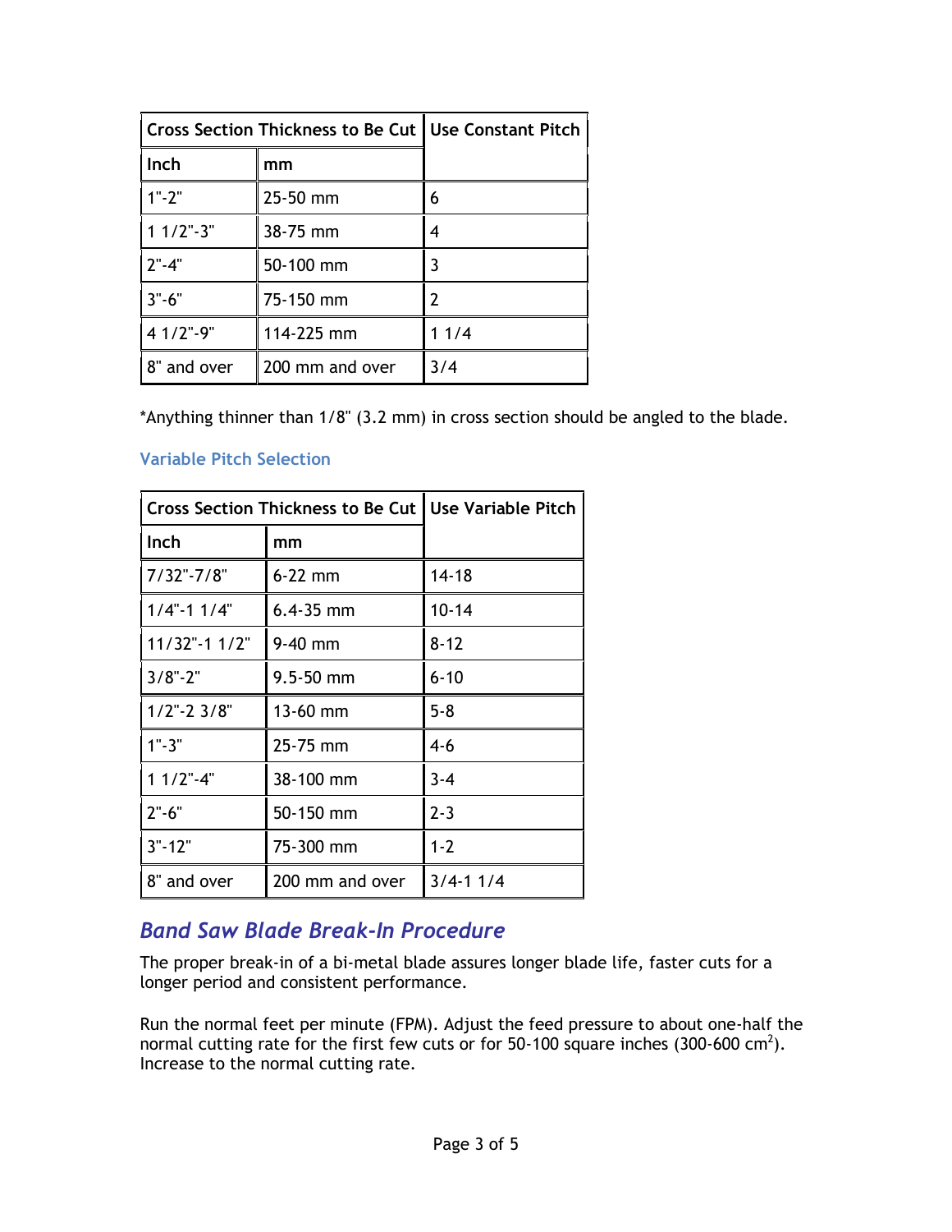| Cross Section Thickness to Be Cut | | Use Constant Pitch |
| --- | --- | --- |
| Inch | mm | |
| 1"-2" | 25-50 mm | 6 |
| 1 1/2"-3" | 38-75 mm | 4 |
| 2"-4" | 50-100 mm | 3 |
| 3"-6" | 75-150 mm | 2 |
| 4 1/2"-9" | 114-225 mm | 1 1/4 |
| 8" and over | 200 mm and over | 3/4 |

*Anything thinner than 1/8" (3.2 mm) in cross section should be angled to the blade.

### Variable Pitch Selection

| Cross Section Thickness to Be Cut | | Use Variable Pitch |
| --- | --- | --- |
| Inch | mm | |
| 7/32"-7/8" | 6-22 mm | 14-18 |
| 1/4"-1 1/4" | 6.4-35 mm | 10-14 |
| 11/32"-1 1/2" | 9-40 mm | 8-12 |
| 3/8"-2" | 9.5-50 mm | 6-10 |
| 1/2"-2 3/8" | 13-60 mm | 5-8 |
| 1"-3" | 25-75 mm | 4-6 |
| 1 1/2"-4" | 38-100 mm | 3-4 |
| 2"-6" | 50-150 mm | 2-3 |
| 3"-12" | 75-300 mm | 1-2 |
| 8" and over | 200 mm and over | 3/4-1 1/4 |

## *Band Saw Blade Break-In Procedure*

The proper break-in of a bi-metal blade assures longer blade life, faster cuts for a longer period and consistent performance.

Run the normal feet per minute (FPM). Adjust the feed pressure to about one-half the normal cutting rate for the first few cuts or for 50-100 square inches (300-600 $cm^2$). Increase to the normal cutting rate.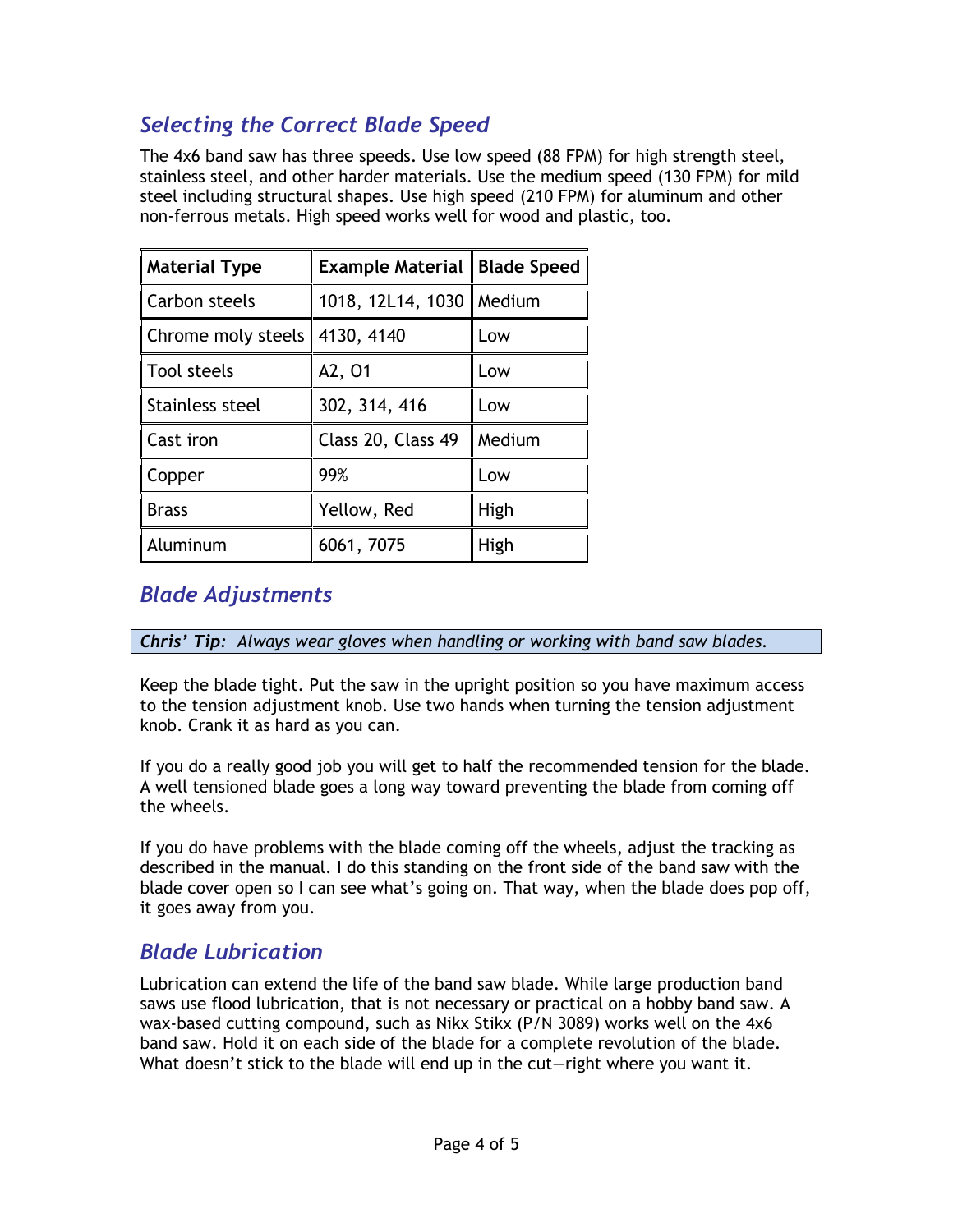## *Selecting the Correct Blade Speed*

The 4x6 band saw has three speeds. Use low speed (88 FPM) for high strength steel, stainless steel, and other harder materials. Use the medium speed (130 FPM) for mild steel including structural shapes. Use high speed (210 FPM) for aluminum and other non-ferrous metals. High speed works well for wood and plastic, too.

| Material Type | Example Material | Blade Speed |
|---|---|---|
| Carbon steels | 1018, 12L14, 1030 | Medium |
| Chrome moly steels | 4130, 4140 | Low |
| Tool steels | A2, O1 | Low |
| Stainless steel | 302, 314, 416 | Low |
| Cast iron | Class 20, Class 49 | Medium |
| Copper | 99% | Low |
| Brass | Yellow, Red | High |
| Aluminum | 6061, 7075 | High |

## *Blade Adjustments*

***Chris' Tip:*** *Always wear gloves when handling or working with band saw blades.*

Keep the blade tight. Put the saw in the upright position so you have maximum access to the tension adjustment knob. Use two hands when turning the tension adjustment knob. Crank it as hard as you can.

If you do a really good job you will get to half the recommended tension for the blade. A well tensioned blade goes a long way toward preventing the blade from coming off the wheels.

If you do have problems with the blade coming off the wheels, adjust the tracking as described in the manual. I do this standing on the front side of the band saw with the blade cover open so I can see what's going on. That way, when the blade does pop off, it goes away from you.

## *Blade Lubrication*

Lubrication can extend the life of the band saw blade. While large production band saws use flood lubrication, that is not necessary or practical on a hobby band saw. A wax-based cutting compound, such as Nikx Stikx (P/N 3089) works well on the 4x6 band saw. Hold it on each side of the blade for a complete revolution of the blade. What doesn't stick to the blade will end up in the cut—right where you want it.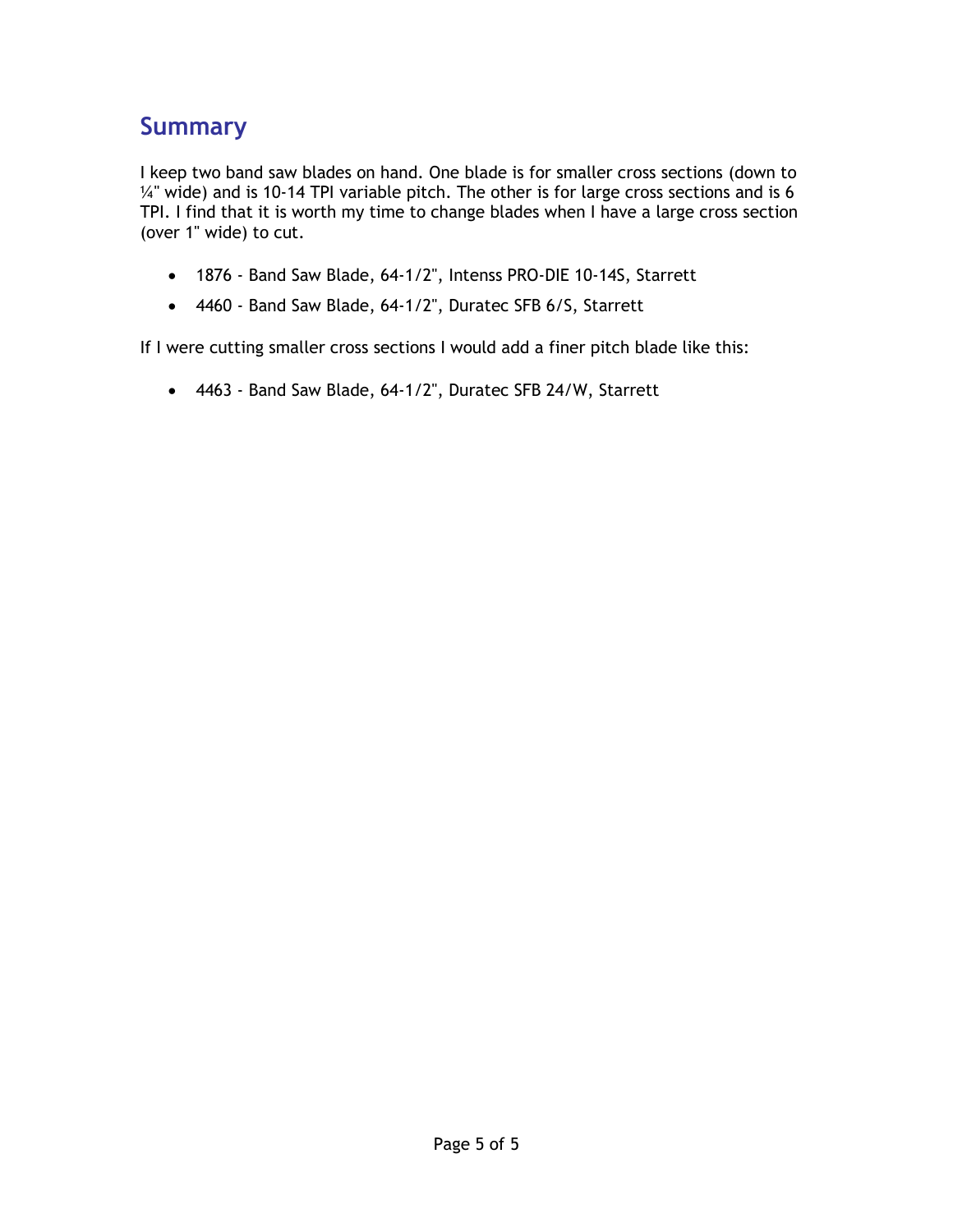## Summary

I keep two band saw blades on hand. One blade is for smaller cross sections (down to ¼" wide) and is 10-14 TPI variable pitch. The other is for large cross sections and is 6 TPI. I find that it is worth my time to change blades when I have a large cross section (over 1" wide) to cut.

- 1876 - Band Saw Blade, 64-1/2", Intenss PRO-DIE 10-14S, Starrett
- 4460 - Band Saw Blade, 64-1/2", Duratec SFB 6/S, Starrett

If I were cutting smaller cross sections I would add a finer pitch blade like this:

- 4463 - Band Saw Blade, 64-1/2", Duratec SFB 24/W, Starrett